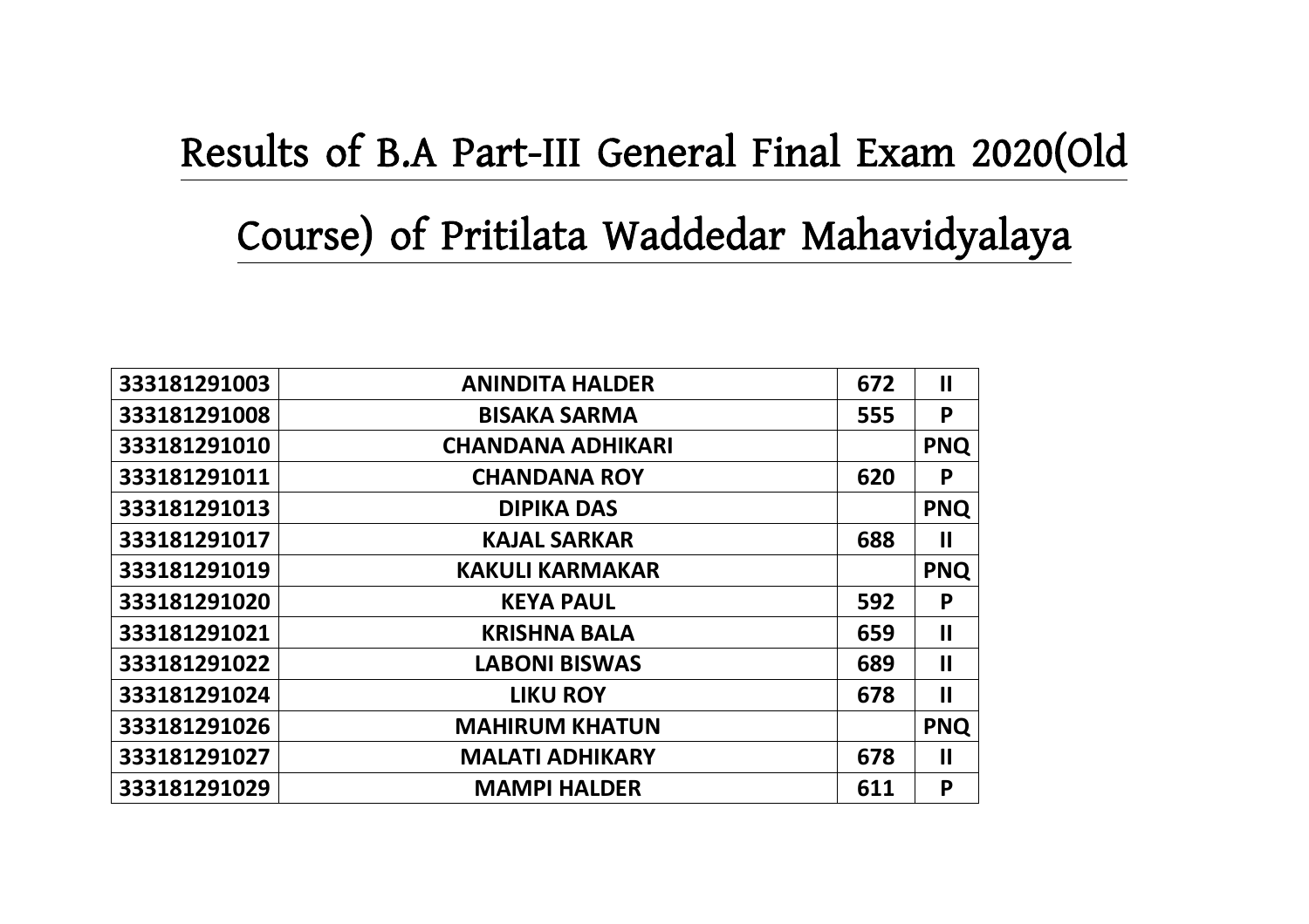# Results of B.A Part-III General Final Exam 2020(Old Course) of Pritilata Waddedar Mahavidyalaya

| | | | |
|---|---|---|---|
| 333181291003 | ANINDITA HALDER | 672 | II |
| 333181291008 | BISAKA SARMA | 555 | P |
| 333181291010 | CHANDANA ADHIKARI | | PNQ |
| 333181291011 | CHANDANA ROY | 620 | P |
| 333181291013 | DIPIKA DAS | | PNQ |
| 333181291017 | KAJAL SARKAR | 688 | II |
| 333181291019 | KAKULI KARMAKAR | | PNQ |
| 333181291020 | KEYA PAUL | 592 | P |
| 333181291021 | KRISHNA BALA | 659 | II |
| 333181291022 | LABONI BISWAS | 689 | II |
| 333181291024 | LIKU ROY | 678 | II |
| 333181291026 | MAHIRUM KHATUN | | PNQ |
| 333181291027 | MALATI ADHIKARY | 678 | II |
| 333181291029 | MAMPI HALDER | 611 | P |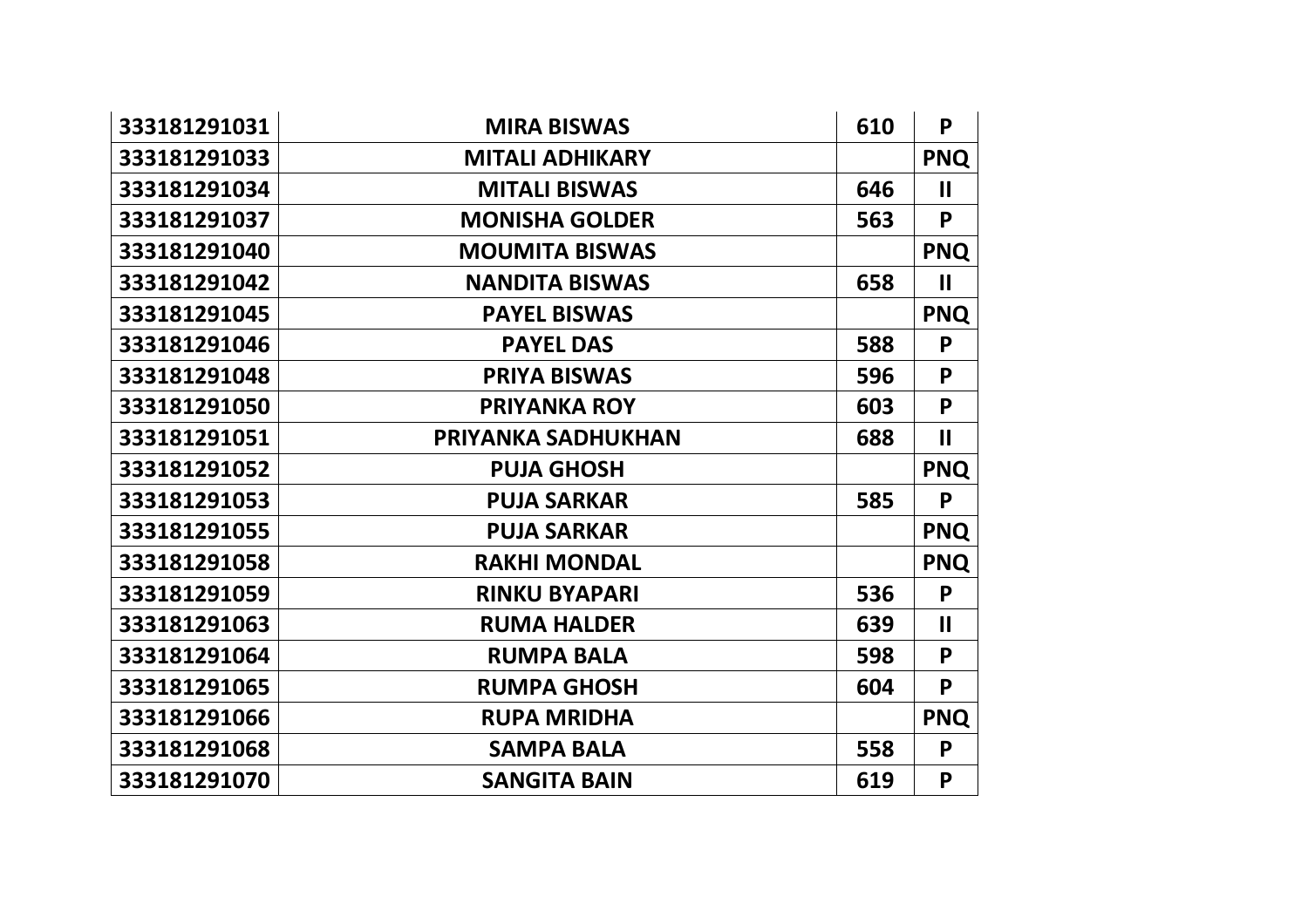| | | | |
|---|---|---|---|
| **333181291031** | **MIRA BISWAS** | **610** | **P** |
| **333181291033** | **MITALI ADHIKARY** | | **PNQ** |
| **333181291034** | **MITALI BISWAS** | **646** | **II** |
| **333181291037** | **MONISHA GOLDER** | **563** | **P** |
| **333181291040** | **MOUMITA BISWAS** | | **PNQ** |
| **333181291042** | **NANDITA BISWAS** | **658** | **II** |
| **333181291045** | **PAYEL BISWAS** | | **PNQ** |
| **333181291046** | **PAYEL DAS** | **588** | **P** |
| **333181291048** | **PRIYA BISWAS** | **596** | **P** |
| **333181291050** | **PRIYANKA ROY** | **603** | **P** |
| **333181291051** | **PRIYANKA SADHUKHAN** | **688** | **II** |
| **333181291052** | **PUJA GHOSH** | | **PNQ** |
| **333181291053** | **PUJA SARKAR** | **585** | **P** |
| **333181291055** | **PUJA SARKAR** | | **PNQ** |
| **333181291058** | **RAKHI MONDAL** | | **PNQ** |
| **333181291059** | **RINKU BYAPARI** | **536** | **P** |
| **333181291063** | **RUMA HALDER** | **639** | **II** |
| **333181291064** | **RUMPA BALA** | **598** | **P** |
| **333181291065** | **RUMPA GHOSH** | **604** | **P** |
| **333181291066** | **RUPA MRIDHA** | | **PNQ** |
| **333181291068** | **SAMPA BALA** | **558** | **P** |
| **333181291070** | **SANGITA BAIN** | **619** | **P** |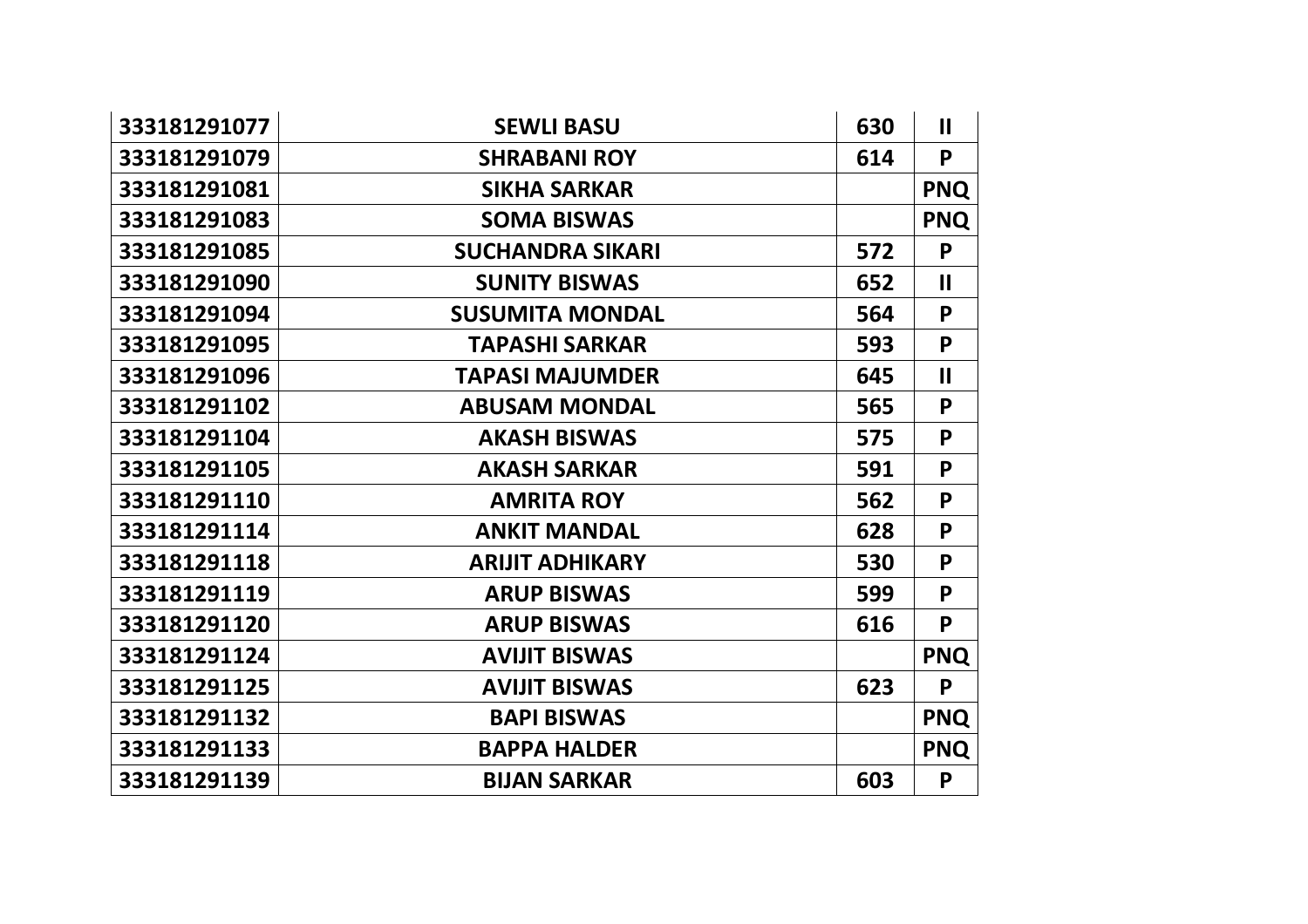| | | | |
|---|---|---|---|
| **333181291077** | **SEWLI BASU** | **630** | **II** |
| **333181291079** | **SHRABANI ROY** | **614** | **P** |
| **333181291081** | **SIKHA SARKAR** | | **PNQ** |
| **333181291083** | **SOMA BISWAS** | | **PNQ** |
| **333181291085** | **SUCHANDRA SIKARI** | **572** | **P** |
| **333181291090** | **SUNITY BISWAS** | **652** | **II** |
| **333181291094** | **SUSUMITA MONDAL** | **564** | **P** |
| **333181291095** | **TAPASHI SARKAR** | **593** | **P** |
| **333181291096** | **TAPASI MAJUMDER** | **645** | **II** |
| **333181291102** | **ABUSAM MONDAL** | **565** | **P** |
| **333181291104** | **AKASH BISWAS** | **575** | **P** |
| **333181291105** | **AKASH SARKAR** | **591** | **P** |
| **333181291110** | **AMRITA ROY** | **562** | **P** |
| **333181291114** | **ANKIT MANDAL** | **628** | **P** |
| **333181291118** | **ARIJIT ADHIKARY** | **530** | **P** |
| **333181291119** | **ARUP BISWAS** | **599** | **P** |
| **333181291120** | **ARUP BISWAS** | **616** | **P** |
| **333181291124** | **AVIJIT BISWAS** | | **PNQ** |
| **333181291125** | **AVIJIT BISWAS** | **623** | **P** |
| **333181291132** | **BAPI BISWAS** | | **PNQ** |
| **333181291133** | **BAPPA HALDER** | | **PNQ** |
| **333181291139** | **BIJAN SARKAR** | **603** | **P** |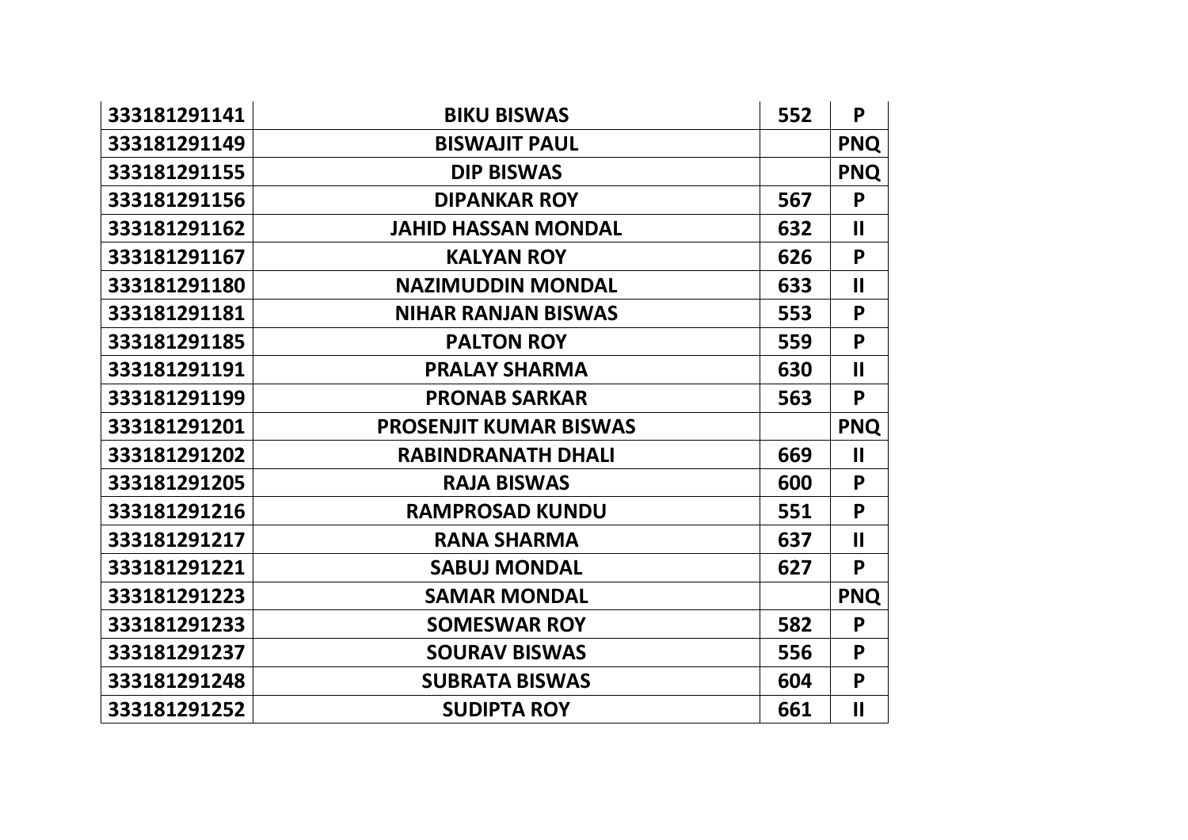| 333181291141 | BIKU BISWAS | 552 | P |
|---|---|---|---|
| 333181291149 | BISWAJIT PAUL | | PNQ |
| 333181291155 | DIP BISWAS | | PNQ |
| 333181291156 | DIPANKAR ROY | 567 | P |
| 333181291162 | JAHID HASSAN MONDAL | 632 | II |
| 333181291167 | KALYAN ROY | 626 | P |
| 333181291180 | NAZIMUDDIN MONDAL | 633 | II |
| 333181291181 | NIHAR RANJAN BISWAS | 553 | P |
| 333181291185 | PALTON ROY | 559 | P |
| 333181291191 | PRALAY SHARMA | 630 | II |
| 333181291199 | PRONAB SARKAR | 563 | P |
| 333181291201 | PROSENJIT KUMAR BISWAS | | PNQ |
| 333181291202 | RABINDRANATH DHALI | 669 | II |
| 333181291205 | RAJA BISWAS | 600 | P |
| 333181291216 | RAMPROSAD KUNDU | 551 | P |
| 333181291217 | RANA SHARMA | 637 | II |
| 333181291221 | SABUJ MONDAL | 627 | P |
| 333181291223 | SAMAR MONDAL | | PNQ |
| 333181291233 | SOMESWAR ROY | 582 | P |
| 333181291237 | SOURAV BISWAS | 556 | P |
| 333181291248 | SUBRATA BISWAS | 604 | P |
| 333181291252 | SUDIPTA ROY | 661 | II |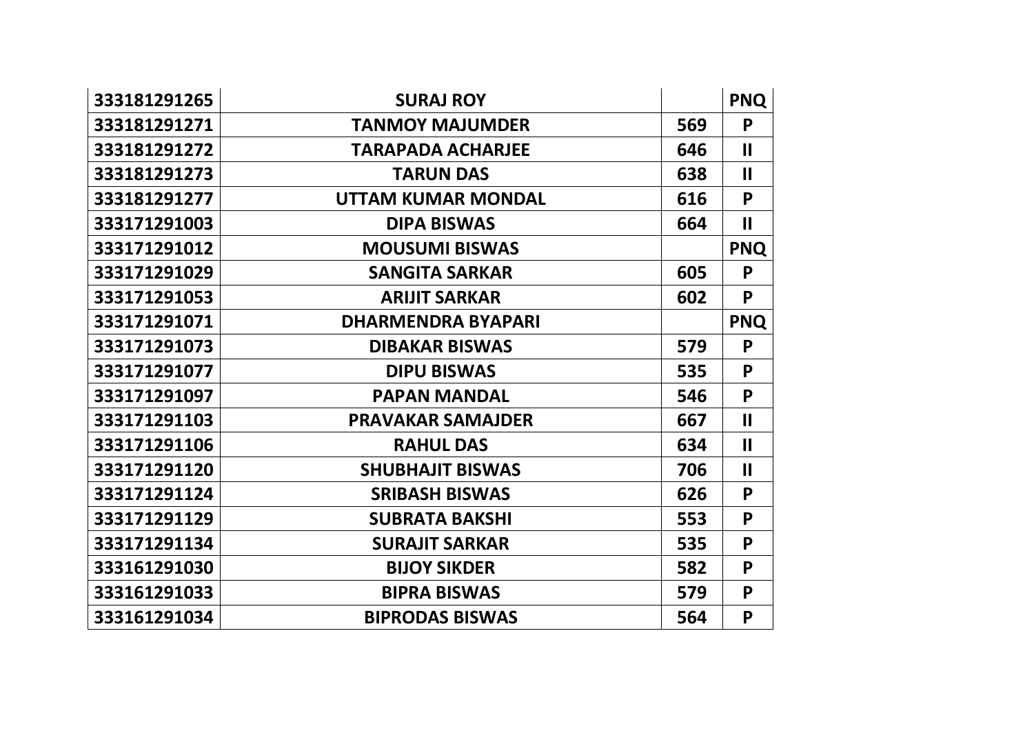| | | | |
|---|---|---|---|
| 333181291265 | SURAJ ROY | | PNQ |
| 333181291271 | TANMOY MAJUMDER | 569 | P |
| 333181291272 | TARAPADA ACHARJEE | 646 | II |
| 333181291273 | TARUN DAS | 638 | II |
| 333181291277 | UTTAM KUMAR MONDAL | 616 | P |
| 333171291003 | DIPA BISWAS | 664 | II |
| 333171291012 | MOUSUMI BISWAS | | PNQ |
| 333171291029 | SANGITA SARKAR | 605 | P |
| 333171291053 | ARIJIT SARKAR | 602 | P |
| 333171291071 | DHARMENDRA BYAPARI | | PNQ |
| 333171291073 | DIBAKAR BISWAS | 579 | P |
| 333171291077 | DIPU BISWAS | 535 | P |
| 333171291097 | PAPAN MANDAL | 546 | P |
| 333171291103 | PRAVAKAR SAMAJDER | 667 | II |
| 333171291106 | RAHUL DAS | 634 | II |
| 333171291120 | SHUBHAJIT BISWAS | 706 | II |
| 333171291124 | SRIBASH BISWAS | 626 | P |
| 333171291129 | SUBRATA BAKSHI | 553 | P |
| 333171291134 | SURAJIT SARKAR | 535 | P |
| 333161291030 | BIJOY SIKDER | 582 | P |
| 333161291033 | BIPRA BISWAS | 579 | P |
| 333161291034 | BIPRODAS BISWAS | 564 | P |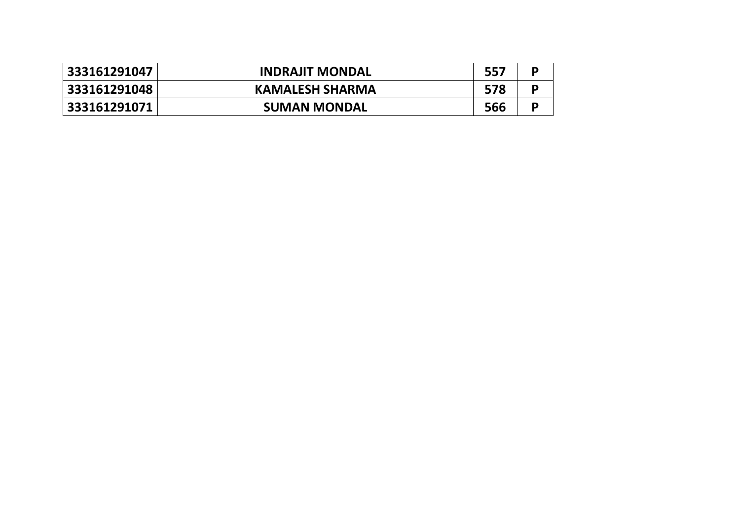| | | | |
|---|---|---|---|
| 333161291047 | INDRAJIT MONDAL | 557 | P |
| 333161291048 | KAMALESH SHARMA | 578 | P |
| 333161291071 | SUMAN MONDAL | 566 | P |